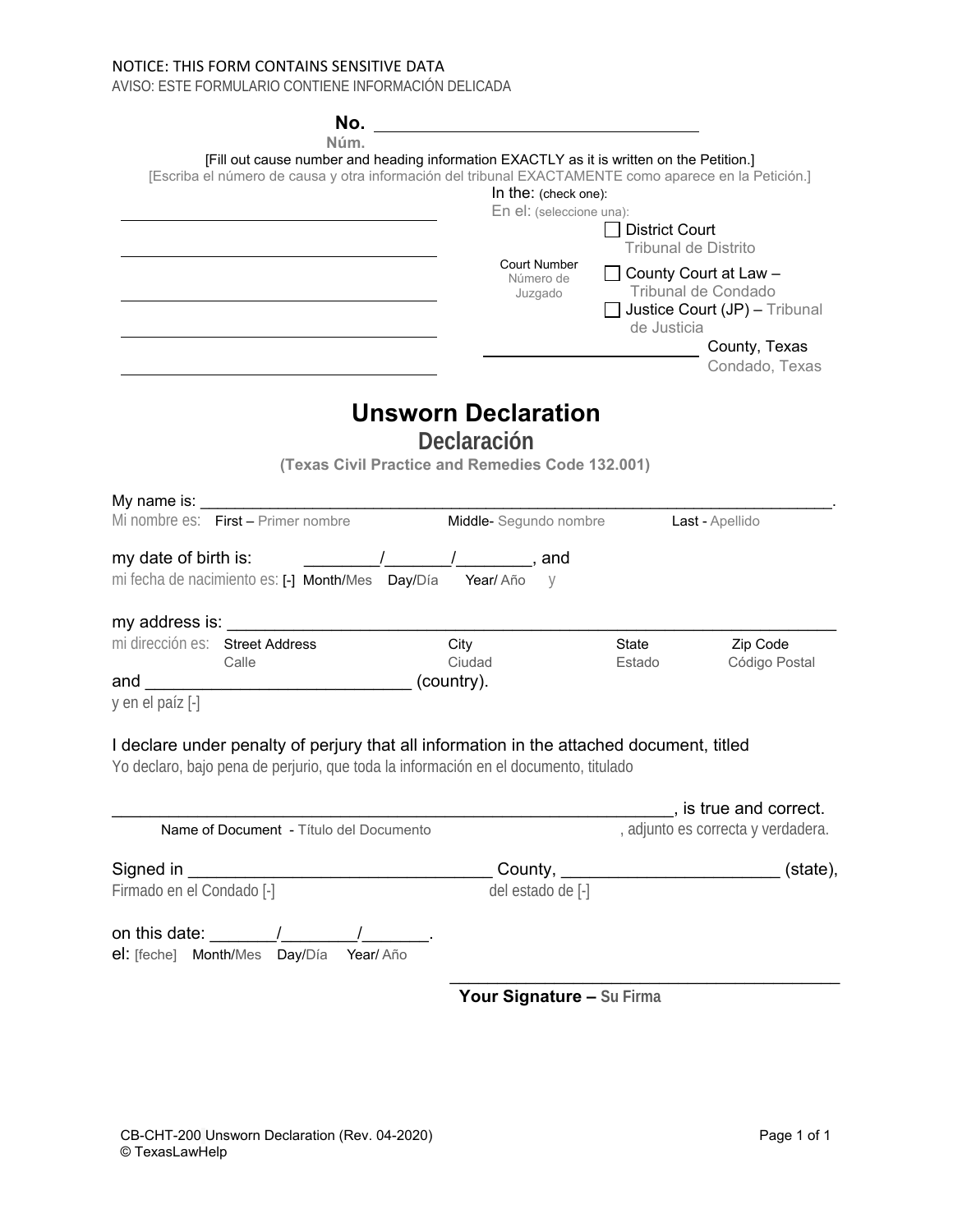NOTICE: THIS FORM CONTAINS SENSITIVE DATA
AVISO: ESTE FORMULARIO CONTIENE INFORMACIÓN DELICADA

**No.** ______________________________
**Núm.**

[Fill out cause number and heading information EXACTLY as it is written on the Petition.]
[Escriba el número de causa y otra información del tribunal EXACTAMENTE como aparece en la Petición.]

______________________________

______________________________

______________________________

______________________________

______________________________

In the: (check one):
En el: (seleccione una):

Court Number
Número de Juzgado

☐ District Court
Tribunal de Distrito

☐ County Court at Law –
Tribunal de Condado

☐ Justice Court (JP) – Tribunal de Justicia

____________________ County, Texas
Condado, Texas

# Unsworn Declaration

## Declaración

**(Texas Civil Practice and Remedies Code 132.001)**

My name is: ________________________________________________________________.
Mi nombre es: First – Primer nombre Middle- Segundo nombre Last - Apellido

my date of birth is: ________/_______/________, and
mi fecha de nacimiento es: [-] Month/Mes Day/Día Year/ Año y

my address is: ________________________________________________________________
mi dirección es: Street Address Calle City Ciudad State Estado Zip Code Código Postal

and ___________________________ (country).
y en el paíz [-]

I declare under penalty of perjury that all information in the attached document, titled
Yo declaro, bajo pena de perjurio, que toda la información en el documento, titulado

____________________________________________________________, is true and correct.
Name of Document - Título del Documento , adjunto es correcta y verdadera.

Signed in ________________________________ County, ______________________ (state),
Firmado en el Condado [-] del estado de [-]

on this date: _______/________/_______.
el: [feche] Month/Mes Day/Día Year/ Año

________________________________________
**Your Signature – Su Firma**

CB-CHT-200 Unsworn Declaration (Rev. 04-2020)
© TexasLawHelp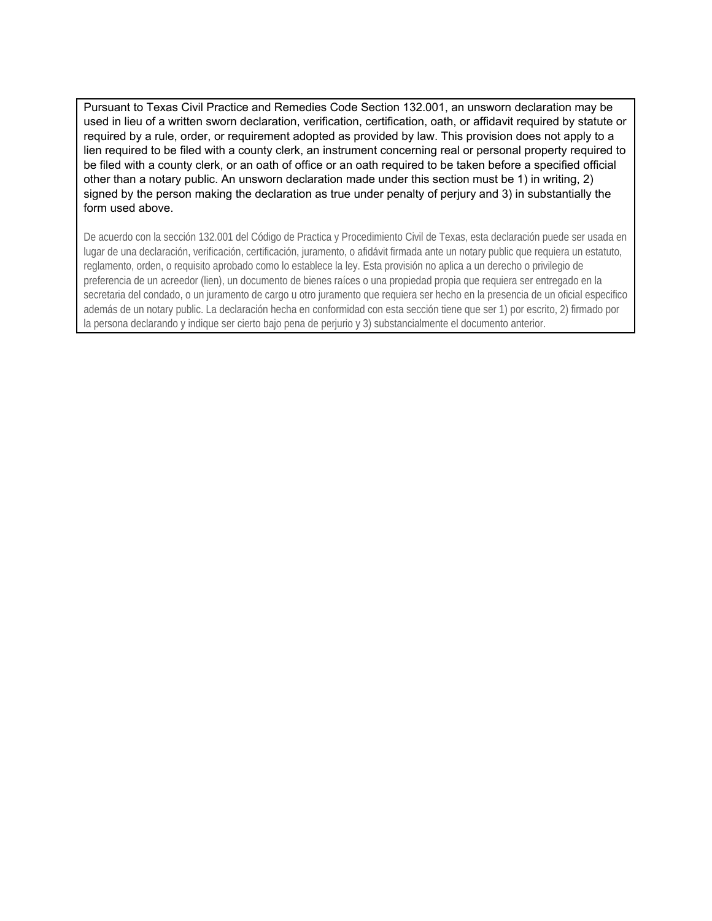Pursuant to Texas Civil Practice and Remedies Code Section 132.001, an unsworn declaration may be used in lieu of a written sworn declaration, verification, certification, oath, or affidavit required by statute or required by a rule, order, or requirement adopted as provided by law. This provision does not apply to a lien required to be filed with a county clerk, an instrument concerning real or personal property required to be filed with a county clerk, or an oath of office or an oath required to be taken before a specified official other than a notary public. An unsworn declaration made under this section must be 1) in writing, 2) signed by the person making the declaration as true under penalty of perjury and 3) in substantially the form used above.

De acuerdo con la sección 132.001 del Código de Practica y Procedimiento Civil de Texas, esta declaración puede ser usada en lugar de una declaración, verificación, certificación, juramento, o afidávit firmada ante un notary public que requiera un estatuto, reglamento, orden, o requisito aprobado como lo establece la ley. Esta provisión no aplica a un derecho o privilegio de preferencia de un acreedor (lien), un documento de bienes raíces o una propiedad propia que requiera ser entregado en la secretaria del condado, o un juramento de cargo u otro juramento que requiera ser hecho en la presencia de un oficial especifico además de un notary public. La declaración hecha en conformidad con esta sección tiene que ser 1) por escrito, 2) firmado por la persona declarando y indique ser cierto bajo pena de perjurio y 3) substancialmente el documento anterior.